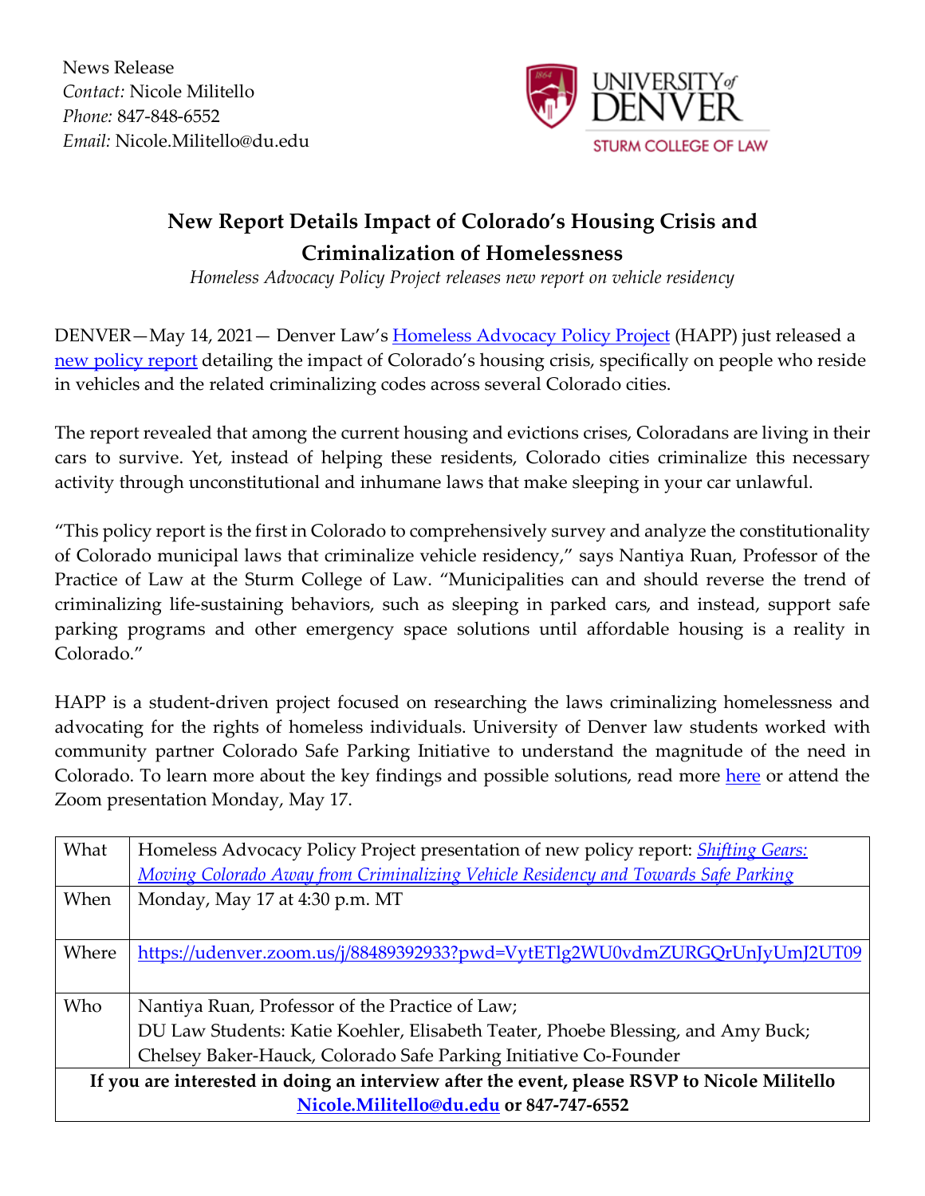News Release
*Contact:* Nicole Militello
*Phone:* 847-848-6552
*Email:* Nicole.Militello@du.edu

UNIVERSITY *of* DENVER
STURM COLLEGE OF LAW

# New Report Details Impact of Colorado's Housing Crisis and Criminalization of Homelessness

*Homeless Advocacy Policy Project releases new report on vehicle residency*

DENVER—May 14, 2021— Denver Law's Homeless Advocacy Policy Project (HAPP) just released a new policy report detailing the impact of Colorado's housing crisis, specifically on people who reside in vehicles and the related criminalizing codes across several Colorado cities.

The report revealed that among the current housing and evictions crises, Coloradans are living in their cars to survive. Yet, instead of helping these residents, Colorado cities criminalize this necessary activity through unconstitutional and inhumane laws that make sleeping in your car unlawful.

"This policy report is the first in Colorado to comprehensively survey and analyze the constitutionality of Colorado municipal laws that criminalize vehicle residency," says Nantiya Ruan, Professor of the Practice of Law at the Sturm College of Law. "Municipalities can and should reverse the trend of criminalizing life-sustaining behaviors, such as sleeping in parked cars, and instead, support safe parking programs and other emergency space solutions until affordable housing is a reality in Colorado."

HAPP is a student-driven project focused on researching the laws criminalizing homelessness and advocating for the rights of homeless individuals. University of Denver law students worked with community partner Colorado Safe Parking Initiative to understand the magnitude of the need in Colorado. To learn more about the key findings and possible solutions, read more here or attend the Zoom presentation Monday, May 17.

| | |
|---|---|
| What | Homeless Advocacy Policy Project presentation of new policy report: *Shifting Gears: Moving Colorado Away from Criminalizing Vehicle Residency and Towards Safe Parking* |
| When | Monday, May 17 at 4:30 p.m. MT |
| Where | https://udenver.zoom.us/j/88489392933?pwd=VytETlg2WU0vdmZURGQrUnJyUmJ2UT09 |
| Who | Nantiya Ruan, Professor of the Practice of Law;<br>DU Law Students: Katie Koehler, Elisabeth Teater, Phoebe Blessing, and Amy Buck;<br>Chelsey Baker-Hauck, Colorado Safe Parking Initiative Co-Founder |

**If you are interested in doing an interview after the event, please RSVP to Nicole Militello Nicole.Militello@du.edu or 847-747-6552**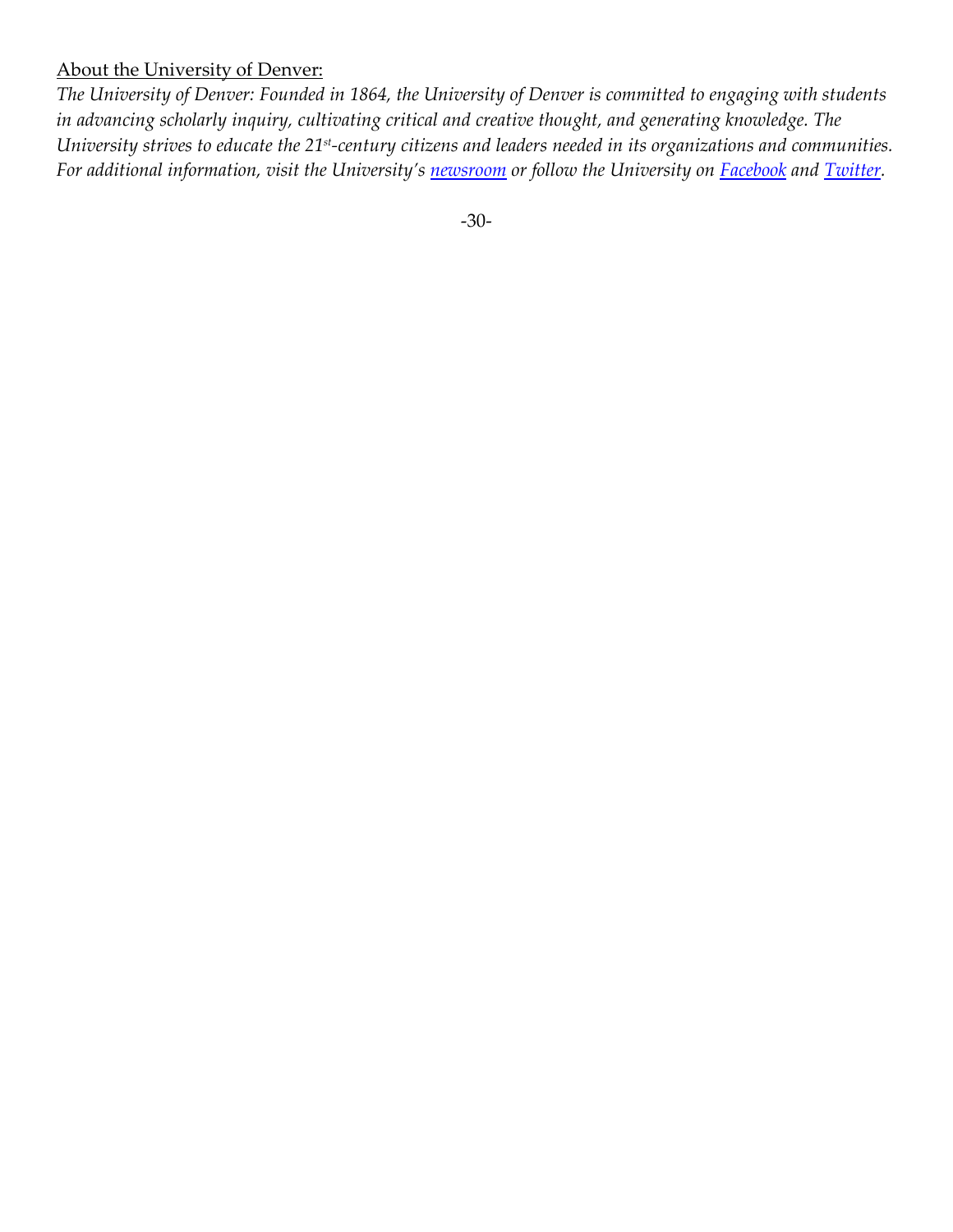About the University of Denver:

*The University of Denver: Founded in 1864, the University of Denver is committed to engaging with students in advancing scholarly inquiry, cultivating critical and creative thought, and generating knowledge. The University strives to educate the 21st-century citizens and leaders needed in its organizations and communities. For additional information, visit the University's newsroom or follow the University on Facebook and Twitter.*

-30-